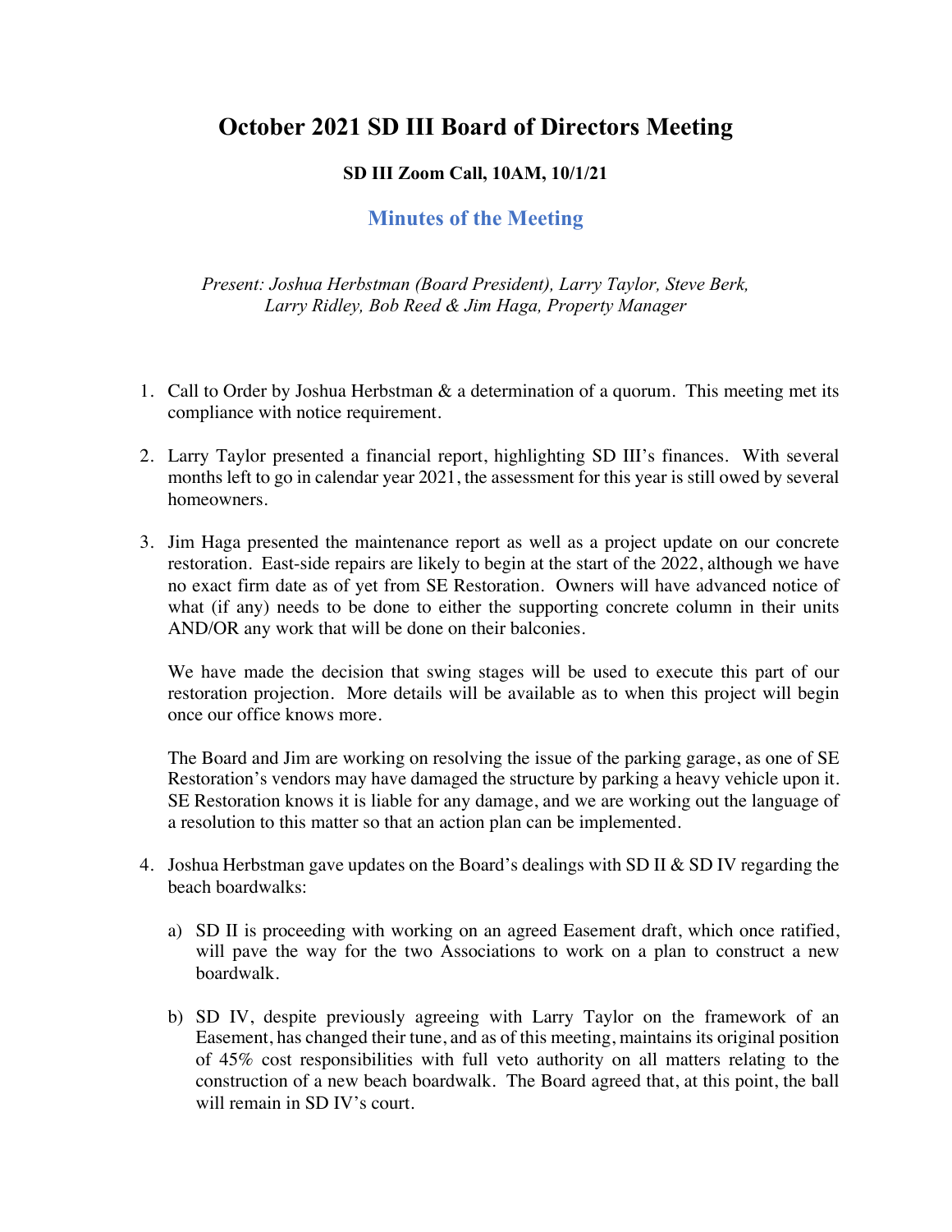# October 2021 SD III Board of Directors Meeting

**SD III Zoom Call, 10AM, 10/1/21**

## Minutes of the Meeting

*Present: Joshua Herbstman (Board President), Larry Taylor, Steve Berk, Larry Ridley, Bob Reed & Jim Haga, Property Manager*

1. Call to Order by Joshua Herbstman & a determination of a quorum. This meeting met its compliance with notice requirement.

2. Larry Taylor presented a financial report, highlighting SD III's finances. With several months left to go in calendar year 2021, the assessment for this year is still owed by several homeowners.

3. Jim Haga presented the maintenance report as well as a project update on our concrete restoration. East-side repairs are likely to begin at the start of the 2022, although we have no exact firm date as of yet from SE Restoration. Owners will have advanced notice of what (if any) needs to be done to either the supporting concrete column in their units AND/OR any work that will be done on their balconies.

   We have made the decision that swing stages will be used to execute this part of our restoration projection. More details will be available as to when this project will begin once our office knows more.

   The Board and Jim are working on resolving the issue of the parking garage, as one of SE Restoration's vendors may have damaged the structure by parking a heavy vehicle upon it. SE Restoration knows it is liable for any damage, and we are working out the language of a resolution to this matter so that an action plan can be implemented.

4. Joshua Herbstman gave updates on the Board's dealings with SD II & SD IV regarding the beach boardwalks:

   a) SD II is proceeding with working on an agreed Easement draft, which once ratified, will pave the way for the two Associations to work on a plan to construct a new boardwalk.

   b) SD IV, despite previously agreeing with Larry Taylor on the framework of an Easement, has changed their tune, and as of this meeting, maintains its original position of 45% cost responsibilities with full veto authority on all matters relating to the construction of a new beach boardwalk. The Board agreed that, at this point, the ball will remain in SD IV's court.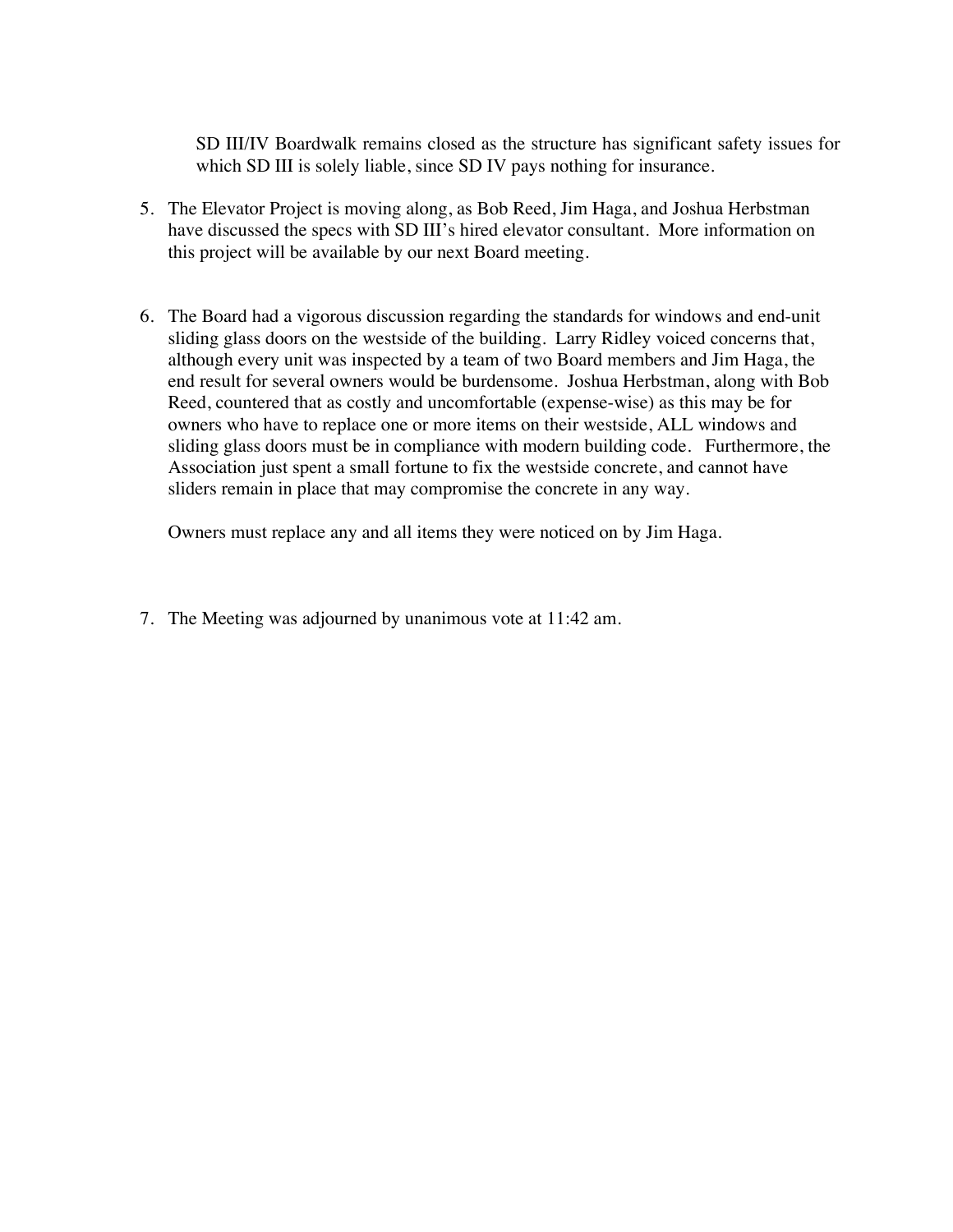SD III/IV Boardwalk remains closed as the structure has significant safety issues for which SD III is solely liable, since SD IV pays nothing for insurance.

5. The Elevator Project is moving along, as Bob Reed, Jim Haga, and Joshua Herbstman have discussed the specs with SD III's hired elevator consultant. More information on this project will be available by our next Board meeting.

6. The Board had a vigorous discussion regarding the standards for windows and end-unit sliding glass doors on the westside of the building. Larry Ridley voiced concerns that, although every unit was inspected by a team of two Board members and Jim Haga, the end result for several owners would be burdensome. Joshua Herbstman, along with Bob Reed, countered that as costly and uncomfortable (expense-wise) as this may be for owners who have to replace one or more items on their westside, ALL windows and sliding glass doors must be in compliance with modern building code. Furthermore, the Association just spent a small fortune to fix the westside concrete, and cannot have sliders remain in place that may compromise the concrete in any way.

   Owners must replace any and all items they were noticed on by Jim Haga.

7. The Meeting was adjourned by unanimous vote at 11:42 am.